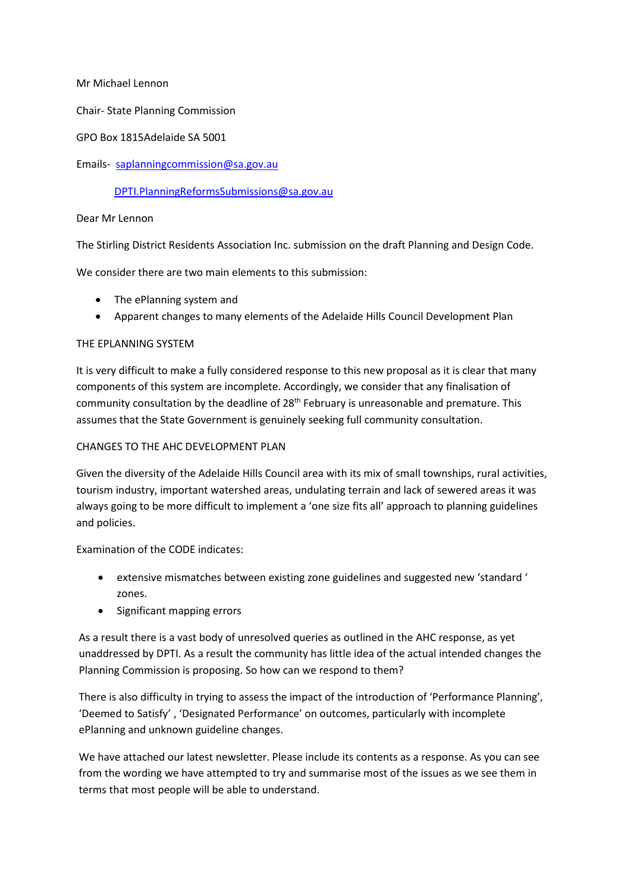Mr Michael Lennon

Chair- State Planning Commission

GPO Box 1815Adelaide SA 5001

Emails- [saplanningcommission@sa.gov.au](mailto:saplanningcommission@sa.gov.au)

[DPTI.PlanningReformsSubmissions@sa.gov.au](mailto:DPTI.PlanningReformsSubmissions@sa.gov.au)

Dear Mr Lennon

The Stirling District Residents Association Inc. submission on the draft Planning and Design Code.

We consider there are two main elements to this submission:

- The ePlanning system and
- Apparent changes to many elements of the Adelaide Hills Council Development Plan

THE EPLANNING SYSTEM

It is very difficult to make a fully considered response to this new proposal as it is clear that many components of this system are incomplete. Accordingly, we consider that any finalisation of community consultation by the deadline of 28th February is unreasonable and premature. This assumes that the State Government is genuinely seeking full community consultation.

CHANGES TO THE AHC DEVELOPMENT PLAN

Given the diversity of the Adelaide Hills Council area with its mix of small townships, rural activities, tourism industry, important watershed areas, undulating terrain and lack of sewered areas it was always going to be more difficult to implement a 'one size fits all' approach to planning guidelines and policies.

Examination of the CODE indicates:

- extensive mismatches between existing zone guidelines and suggested new 'standard ' zones.
- Significant mapping errors

As a result there is a vast body of unresolved queries as outlined in the AHC response, as yet unaddressed by DPTI. As a result the community has little idea of the actual intended changes the Planning Commission is proposing. So how can we respond to them?

There is also difficulty in trying to assess the impact of the introduction of 'Performance Planning', 'Deemed to Satisfy' , 'Designated Performance' on outcomes, particularly with incomplete ePlanning and unknown guideline changes.

We have attached our latest newsletter. Please include its contents as a response. As you can see from the wording we have attempted to try and summarise most of the issues as we see them in terms that most people will be able to understand.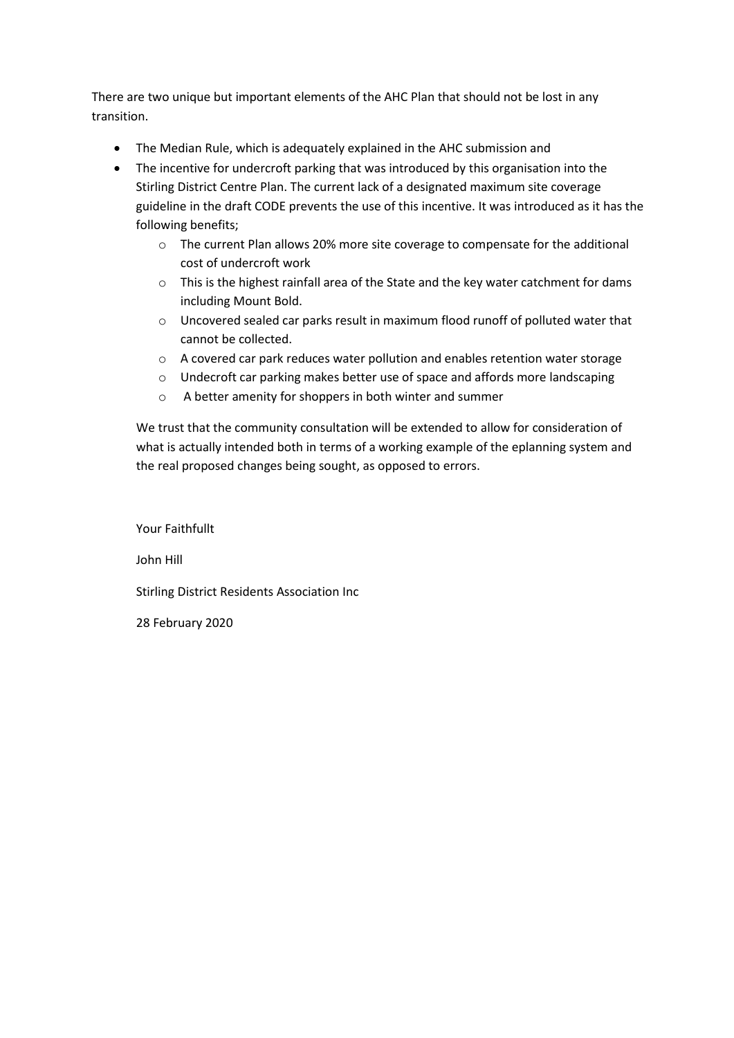There are two unique but important elements of the AHC Plan that should not be lost in any transition.

- The Median Rule, which is adequately explained in the AHC submission and
- The incentive for undercroft parking that was introduced by this organisation into the Stirling District Centre Plan. The current lack of a designated maximum site coverage guideline in the draft CODE prevents the use of this incentive. It was introduced as it has the following benefits;
  - The current Plan allows 20% more site coverage to compensate for the additional cost of undercroft work
  - This is the highest rainfall area of the State and the key water catchment for dams including Mount Bold.
  - Uncovered sealed car parks result in maximum flood runoff of polluted water that cannot be collected.
  - A covered car park reduces water pollution and enables retention water storage
  - Undecroft car parking makes better use of space and affords more landscaping
  - A better amenity for shoppers in both winter and summer

We trust that the community consultation will be extended to allow for consideration of what is actually intended both in terms of a working example of the eplanning system and the real proposed changes being sought, as opposed to errors.

Your Faithfullt

John Hill

Stirling District Residents Association Inc

28 February 2020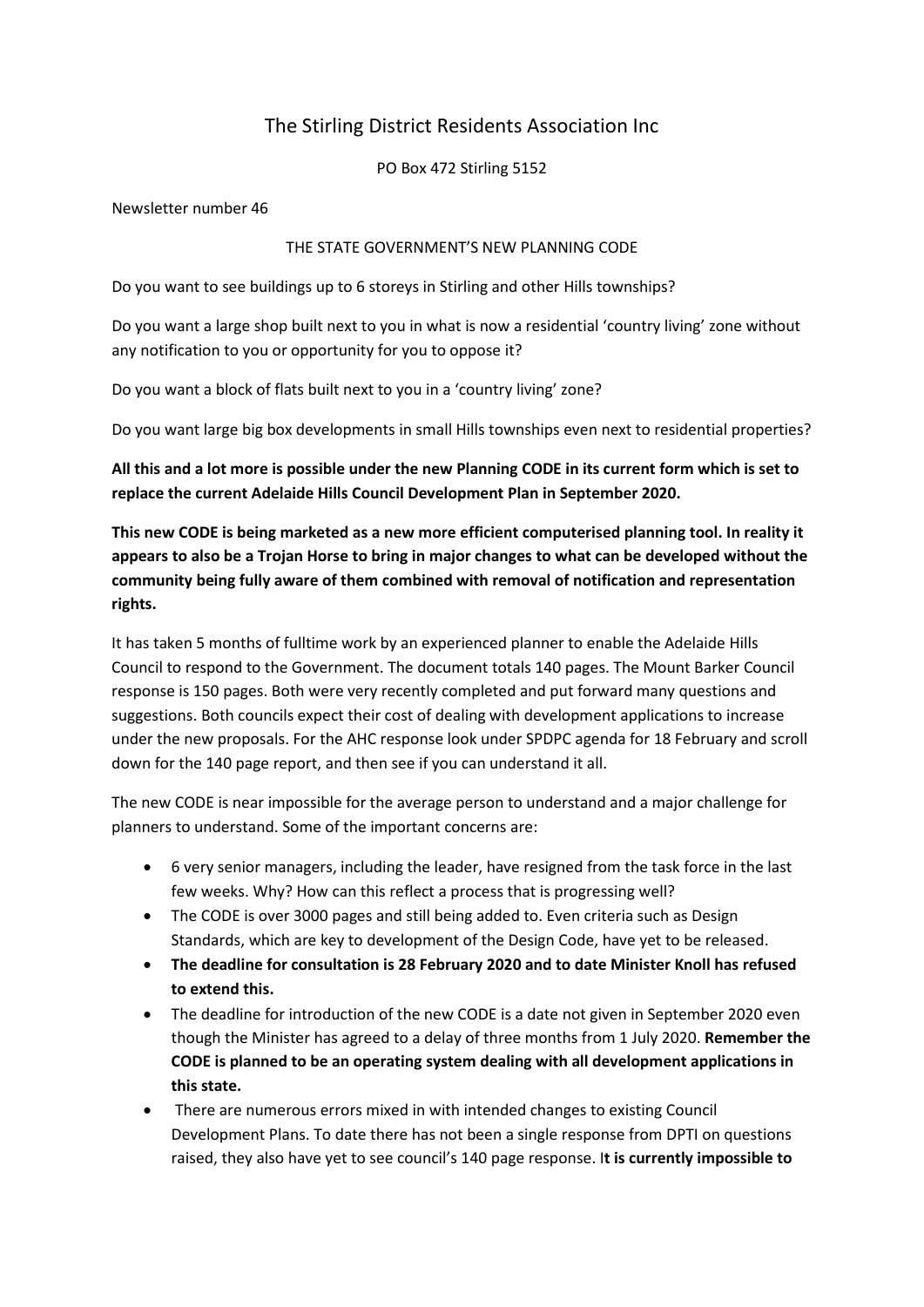# The Stirling District Residents Association Inc

PO Box 472 Stirling 5152

Newsletter number 46

## THE STATE GOVERNMENT'S NEW PLANNING CODE

Do you want to see buildings up to 6 storeys in Stirling and other Hills townships?

Do you want a large shop built next to you in what is now a residential 'country living' zone without any notification to you or opportunity for you to oppose it?

Do you want a block of flats built next to you in a 'country living' zone?

Do you want large big box developments in small Hills townships even next to residential properties?

**All this and a lot more is possible under the new Planning CODE in its current form which is set to replace the current Adelaide Hills Council Development Plan in September 2020.**

**This new CODE is being marketed as a new more efficient computerised planning tool. In reality it appears to also be a Trojan Horse to bring in major changes to what can be developed without the community being fully aware of them combined with removal of notification and representation rights.**

It has taken 5 months of fulltime work by an experienced planner to enable the Adelaide Hills Council to respond to the Government. The document totals 140 pages. The Mount Barker Council response is 150 pages. Both were very recently completed and put forward many questions and suggestions. Both councils expect their cost of dealing with development applications to increase under the new proposals. For the AHC response look under SPDPC agenda for 18 February and scroll down for the 140 page report, and then see if you can understand it all.

The new CODE is near impossible for the average person to understand and a major challenge for planners to understand. Some of the important concerns are:

- 6 very senior managers, including the leader, have resigned from the task force in the last few weeks. Why? How can this reflect a process that is progressing well?
- The CODE is over 3000 pages and still being added to. Even criteria such as Design Standards, which are key to development of the Design Code, have yet to be released.
- **The deadline for consultation is 28 February 2020 and to date Minister Knoll has refused to extend this.**
- The deadline for introduction of the new CODE is a date not given in September 2020 even though the Minister has agreed to a delay of three months from 1 July 2020. **Remember the CODE is planned to be an operating system dealing with all development applications in this state.**
- There are numerous errors mixed in with intended changes to existing Council Development Plans. To date there has not been a single response from DPTI on questions raised, they also have yet to see council's 140 page response. I**t is currently impossible to**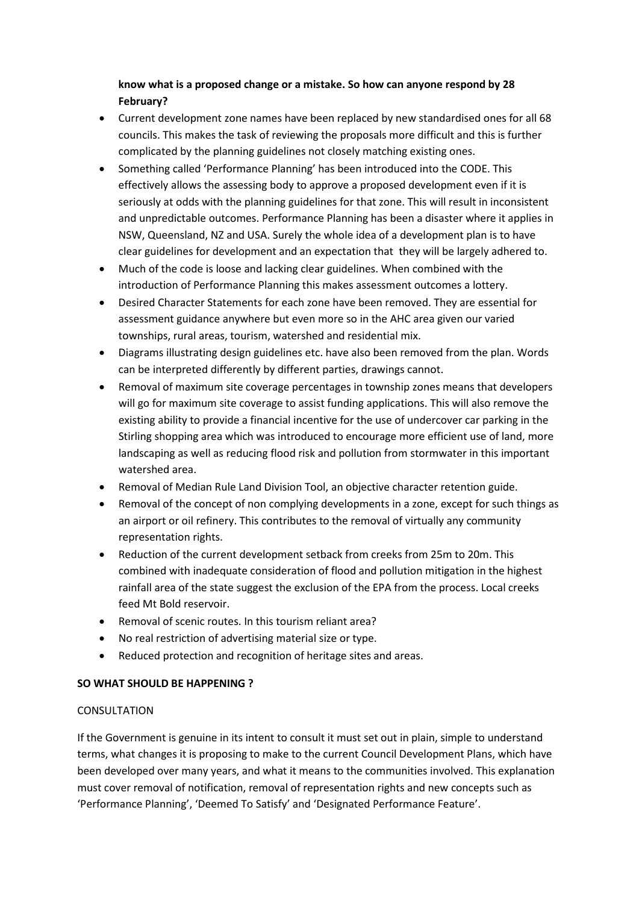**know what is a proposed change or a mistake. So how can anyone respond by 28 February?**

- Current development zone names have been replaced by new standardised ones for all 68 councils. This makes the task of reviewing the proposals more difficult and this is further complicated by the planning guidelines not closely matching existing ones.
- Something called 'Performance Planning' has been introduced into the CODE. This effectively allows the assessing body to approve a proposed development even if it is seriously at odds with the planning guidelines for that zone. This will result in inconsistent and unpredictable outcomes. Performance Planning has been a disaster where it applies in NSW, Queensland, NZ and USA. Surely the whole idea of a development plan is to have clear guidelines for development and an expectation that they will be largely adhered to.
- Much of the code is loose and lacking clear guidelines. When combined with the introduction of Performance Planning this makes assessment outcomes a lottery.
- Desired Character Statements for each zone have been removed. They are essential for assessment guidance anywhere but even more so in the AHC area given our varied townships, rural areas, tourism, watershed and residential mix.
- Diagrams illustrating design guidelines etc. have also been removed from the plan. Words can be interpreted differently by different parties, drawings cannot.
- Removal of maximum site coverage percentages in township zones means that developers will go for maximum site coverage to assist funding applications. This will also remove the existing ability to provide a financial incentive for the use of undercover car parking in the Stirling shopping area which was introduced to encourage more efficient use of land, more landscaping as well as reducing flood risk and pollution from stormwater in this important watershed area.
- Removal of Median Rule Land Division Tool, an objective character retention guide.
- Removal of the concept of non complying developments in a zone, except for such things as an airport or oil refinery. This contributes to the removal of virtually any community representation rights.
- Reduction of the current development setback from creeks from 25m to 20m. This combined with inadequate consideration of flood and pollution mitigation in the highest rainfall area of the state suggest the exclusion of the EPA from the process. Local creeks feed Mt Bold reservoir.
- Removal of scenic routes. In this tourism reliant area?
- No real restriction of advertising material size or type.
- Reduced protection and recognition of heritage sites and areas.

**SO WHAT SHOULD BE HAPPENING ?**

CONSULTATION

If the Government is genuine in its intent to consult it must set out in plain, simple to understand terms, what changes it is proposing to make to the current Council Development Plans, which have been developed over many years, and what it means to the communities involved. This explanation must cover removal of notification, removal of representation rights and new concepts such as 'Performance Planning', 'Deemed To Satisfy' and 'Designated Performance Feature'.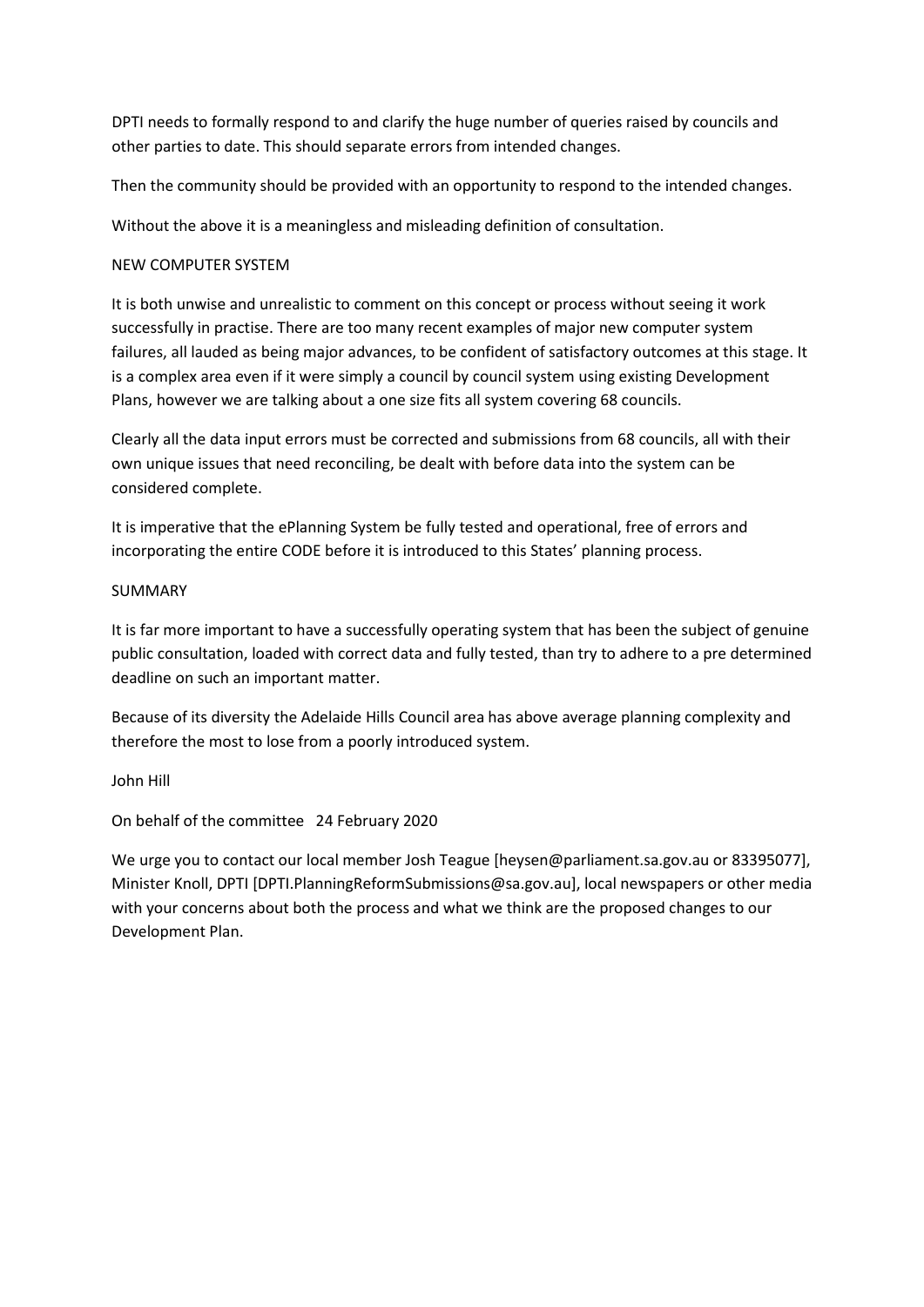DPTI needs to formally respond to and clarify the huge number of queries raised by councils and other parties to date. This should separate errors from intended changes.

Then the community should be provided with an opportunity to respond to the intended changes.

Without the above it is a meaningless and misleading definition of consultation.

## NEW COMPUTER SYSTEM

It is both unwise and unrealistic to comment on this concept or process without seeing it work successfully in practise. There are too many recent examples of major new computer system failures, all lauded as being major advances, to be confident of satisfactory outcomes at this stage. It is a complex area even if it were simply a council by council system using existing Development Plans, however we are talking about a one size fits all system covering 68 councils.

Clearly all the data input errors must be corrected and submissions from 68 councils, all with their own unique issues that need reconciling, be dealt with before data into the system can be considered complete.

It is imperative that the ePlanning System be fully tested and operational, free of errors and incorporating the entire CODE before it is introduced to this States' planning process.

## SUMMARY

It is far more important to have a successfully operating system that has been the subject of genuine public consultation, loaded with correct data and fully tested, than try to adhere to a pre determined deadline on such an important matter.

Because of its diversity the Adelaide Hills Council area has above average planning complexity and therefore the most to lose from a poorly introduced system.

John Hill

On behalf of the committee 24 February 2020

We urge you to contact our local member Josh Teague [heysen@parliament.sa.gov.au or 83395077], Minister Knoll, DPTI [DPTI.PlanningReformSubmissions@sa.gov.au], local newspapers or other media with your concerns about both the process and what we think are the proposed changes to our Development Plan.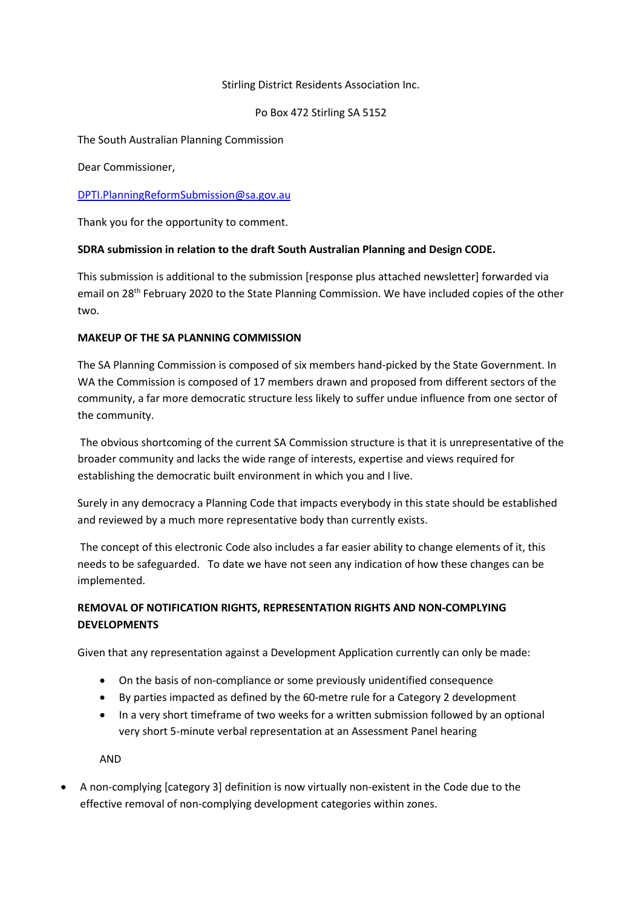Stirling District Residents Association Inc.

Po Box 472 Stirling SA 5152

The South Australian Planning Commission

Dear Commissioner,

DPTI.PlanningReformSubmission@sa.gov.au

Thank you for the opportunity to comment.

**SDRA submission in relation to the draft South Australian Planning and Design CODE.**

This submission is additional to the submission [response plus attached newsletter] forwarded via email on 28th February 2020 to the State Planning Commission. We have included copies of the other two.

**MAKEUP OF THE SA PLANNING COMMISSION**

The SA Planning Commission is composed of six members hand-picked by the State Government. In WA the Commission is composed of 17 members drawn and proposed from different sectors of the community, a far more democratic structure less likely to suffer undue influence from one sector of the community.

The obvious shortcoming of the current SA Commission structure is that it is unrepresentative of the broader community and lacks the wide range of interests, expertise and views required for establishing the democratic built environment in which you and I live.

Surely in any democracy a Planning Code that impacts everybody in this state should be established and reviewed by a much more representative body than currently exists.

The concept of this electronic Code also includes a far easier ability to change elements of it, this needs to be safeguarded. To date we have not seen any indication of how these changes can be implemented.

**REMOVAL OF NOTIFICATION RIGHTS, REPRESENTATION RIGHTS AND NON-COMPLYING DEVELOPMENTS**

Given that any representation against a Development Application currently can only be made:

- On the basis of non-compliance or some previously unidentified consequence
- By parties impacted as defined by the 60-metre rule for a Category 2 development
- In a very short timeframe of two weeks for a written submission followed by an optional very short 5-minute verbal representation at an Assessment Panel hearing

AND

- A non-complying [category 3] definition is now virtually non-existent in the Code due to the effective removal of non-complying development categories within zones.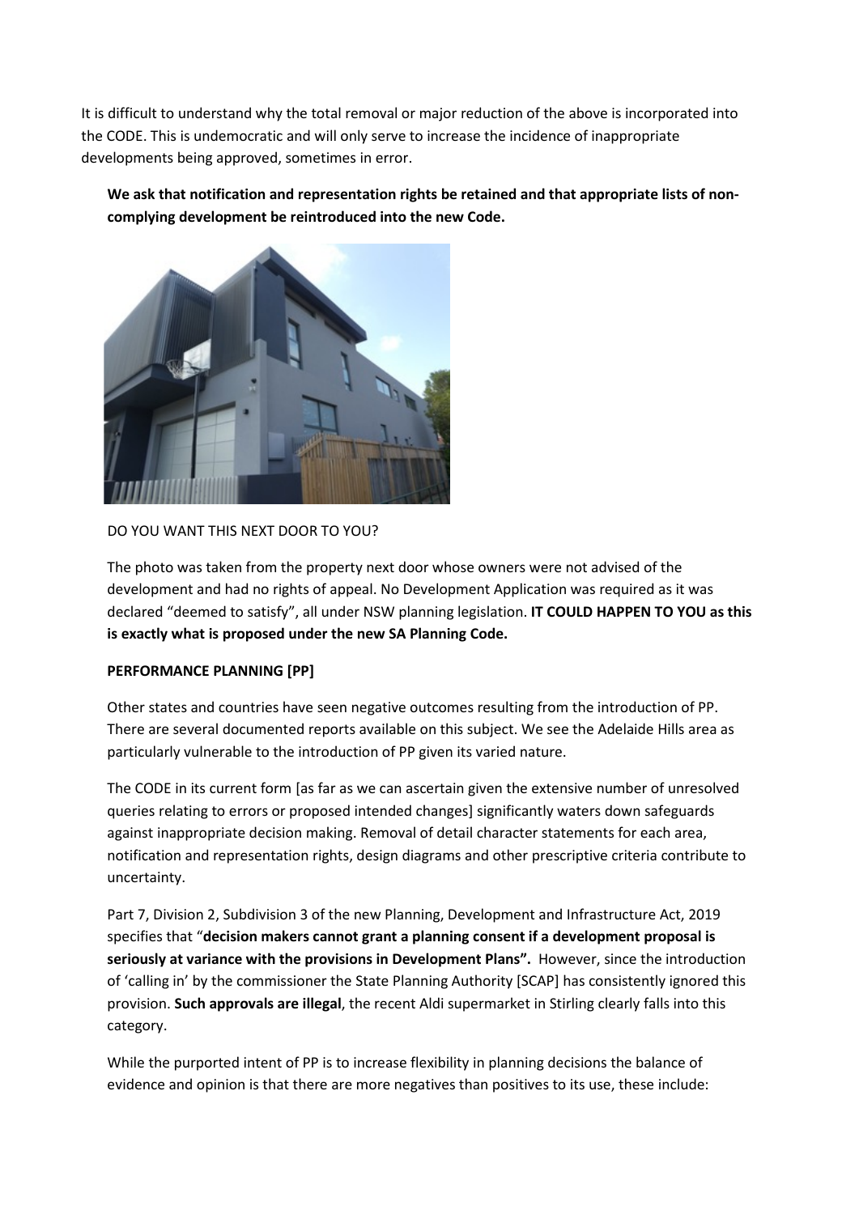It is difficult to understand why the total removal or major reduction of the above is incorporated into the CODE. This is undemocratic and will only serve to increase the incidence of inappropriate developments being approved, sometimes in error.

**We ask that notification and representation rights be retained and that appropriate lists of non-complying development be reintroduced into the new Code.**

DO YOU WANT THIS NEXT DOOR TO YOU?

The photo was taken from the property next door whose owners were not advised of the development and had no rights of appeal. No Development Application was required as it was declared "deemed to satisfy", all under NSW planning legislation. **IT COULD HAPPEN TO YOU as this is exactly what is proposed under the new SA Planning Code.**

**PERFORMANCE PLANNING [PP]**

Other states and countries have seen negative outcomes resulting from the introduction of PP. There are several documented reports available on this subject. We see the Adelaide Hills area as particularly vulnerable to the introduction of PP given its varied nature.

The CODE in its current form [as far as we can ascertain given the extensive number of unresolved queries relating to errors or proposed intended changes] significantly waters down safeguards against inappropriate decision making. Removal of detail character statements for each area, notification and representation rights, design diagrams and other prescriptive criteria contribute to uncertainty.

Part 7, Division 2, Subdivision 3 of the new Planning, Development and Infrastructure Act, 2019 specifies that "**decision makers cannot grant a planning consent if a development proposal is seriously at variance with the provisions in Development Plans".** However, since the introduction of 'calling in' by the commissioner the State Planning Authority [SCAP] has consistently ignored this provision. **Such approvals are illegal**, the recent Aldi supermarket in Stirling clearly falls into this category.

While the purported intent of PP is to increase flexibility in planning decisions the balance of evidence and opinion is that there are more negatives than positives to its use, these include: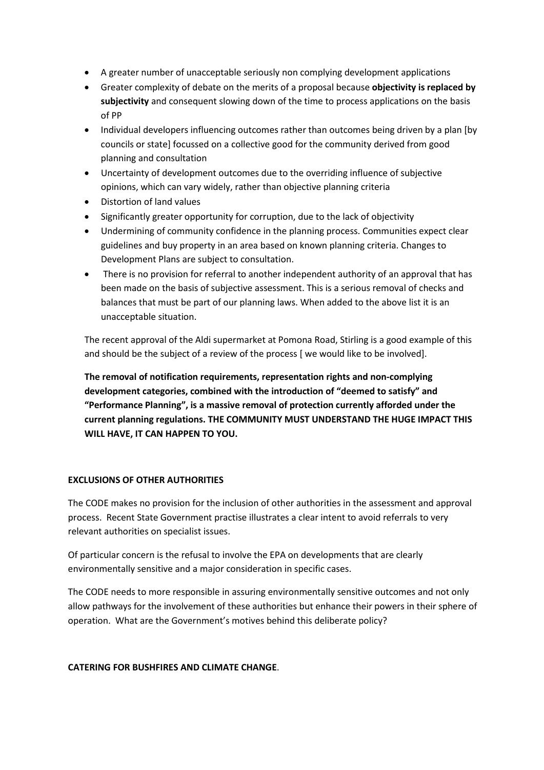- A greater number of unacceptable seriously non complying development applications
- Greater complexity of debate on the merits of a proposal because **objectivity is replaced by subjectivity** and consequent slowing down of the time to process applications on the basis of PP
- Individual developers influencing outcomes rather than outcomes being driven by a plan [by councils or state] focussed on a collective good for the community derived from good planning and consultation
- Uncertainty of development outcomes due to the overriding influence of subjective opinions, which can vary widely, rather than objective planning criteria
- Distortion of land values
- Significantly greater opportunity for corruption, due to the lack of objectivity
- Undermining of community confidence in the planning process. Communities expect clear guidelines and buy property in an area based on known planning criteria. Changes to Development Plans are subject to consultation.
- There is no provision for referral to another independent authority of an approval that has been made on the basis of subjective assessment. This is a serious removal of checks and balances that must be part of our planning laws. When added to the above list it is an unacceptable situation.

The recent approval of the Aldi supermarket at Pomona Road, Stirling is a good example of this and should be the subject of a review of the process [ we would like to be involved].

**The removal of notification requirements, representation rights and non-complying development categories, combined with the introduction of "deemed to satisfy" and "Performance Planning", is a massive removal of protection currently afforded under the current planning regulations. THE COMMUNITY MUST UNDERSTAND THE HUGE IMPACT THIS WILL HAVE, IT CAN HAPPEN TO YOU.**

**EXCLUSIONS OF OTHER AUTHORITIES**

The CODE makes no provision for the inclusion of other authorities in the assessment and approval process. Recent State Government practise illustrates a clear intent to avoid referrals to very relevant authorities on specialist issues.

Of particular concern is the refusal to involve the EPA on developments that are clearly environmentally sensitive and a major consideration in specific cases.

The CODE needs to more responsible in assuring environmentally sensitive outcomes and not only allow pathways for the involvement of these authorities but enhance their powers in their sphere of operation. What are the Government's motives behind this deliberate policy?

**CATERING FOR BUSHFIRES AND CLIMATE CHANGE**.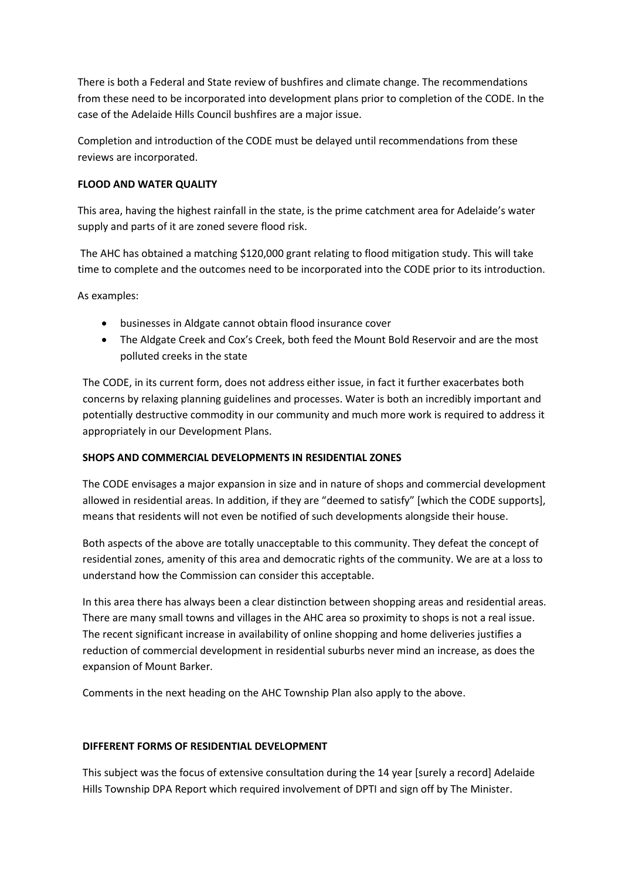There is both a Federal and State review of bushfires and climate change. The recommendations from these need to be incorporated into development plans prior to completion of the CODE. In the case of the Adelaide Hills Council bushfires are a major issue.

Completion and introduction of the CODE must be delayed until recommendations from these reviews are incorporated.

**FLOOD AND WATER QUALITY**

This area, having the highest rainfall in the state, is the prime catchment area for Adelaide's water supply and parts of it are zoned severe flood risk.

The AHC has obtained a matching $120,000 grant relating to flood mitigation study. This will take time to complete and the outcomes need to be incorporated into the CODE prior to its introduction.

As examples:

- businesses in Aldgate cannot obtain flood insurance cover
- The Aldgate Creek and Cox's Creek, both feed the Mount Bold Reservoir and are the most polluted creeks in the state

The CODE, in its current form, does not address either issue, in fact it further exacerbates both concerns by relaxing planning guidelines and processes. Water is both an incredibly important and potentially destructive commodity in our community and much more work is required to address it appropriately in our Development Plans.

**SHOPS AND COMMERCIAL DEVELOPMENTS IN RESIDENTIAL ZONES**

The CODE envisages a major expansion in size and in nature of shops and commercial development allowed in residential areas. In addition, if they are "deemed to satisfy" [which the CODE supports], means that residents will not even be notified of such developments alongside their house.

Both aspects of the above are totally unacceptable to this community. They defeat the concept of residential zones, amenity of this area and democratic rights of the community. We are at a loss to understand how the Commission can consider this acceptable.

In this area there has always been a clear distinction between shopping areas and residential areas. There are many small towns and villages in the AHC area so proximity to shops is not a real issue. The recent significant increase in availability of online shopping and home deliveries justifies a reduction of commercial development in residential suburbs never mind an increase, as does the expansion of Mount Barker.

Comments in the next heading on the AHC Township Plan also apply to the above.

**DIFFERENT FORMS OF RESIDENTIAL DEVELOPMENT**

This subject was the focus of extensive consultation during the 14 year [surely a record] Adelaide Hills Township DPA Report which required involvement of DPTI and sign off by The Minister.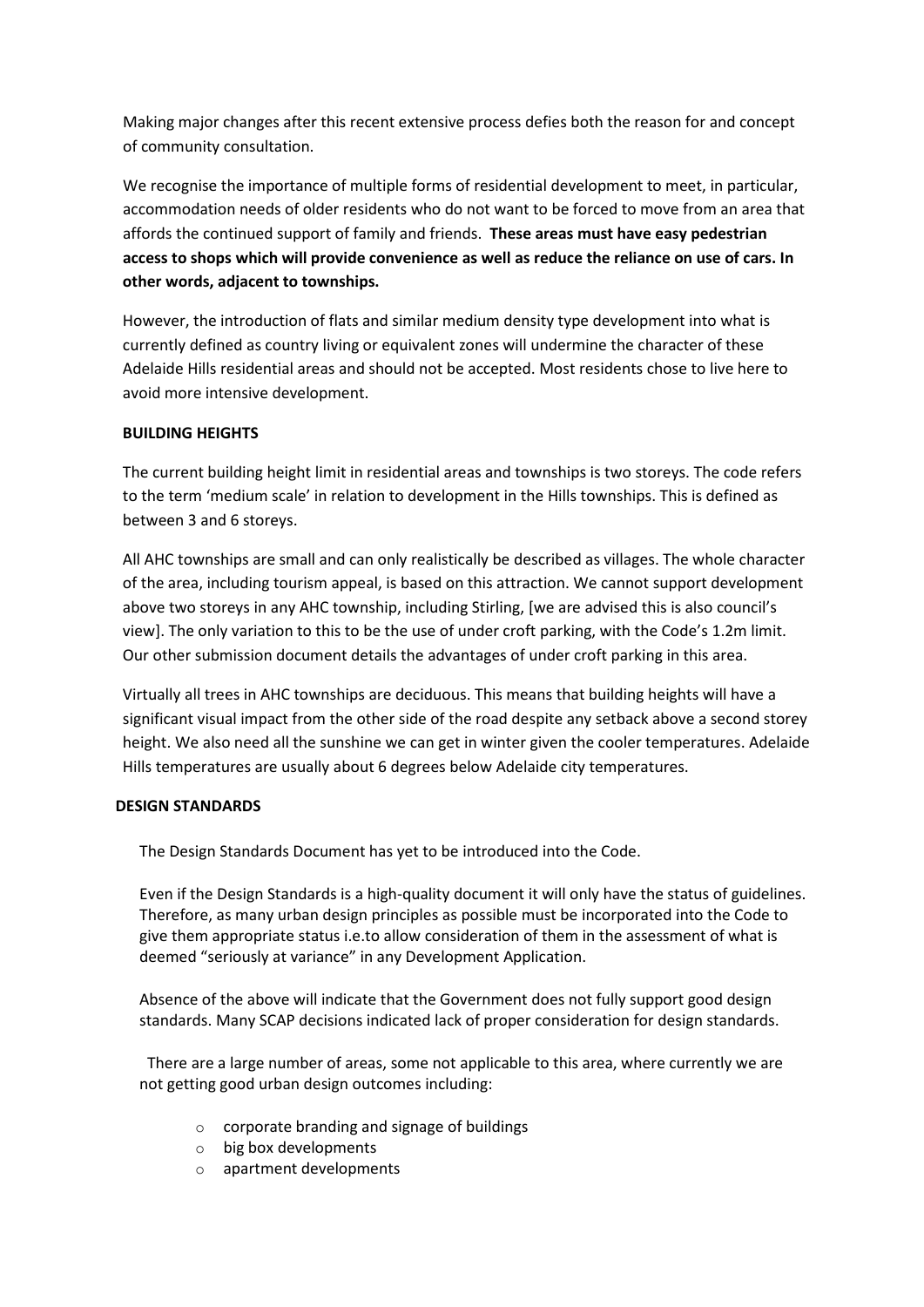Making major changes after this recent extensive process defies both the reason for and concept of community consultation.

We recognise the importance of multiple forms of residential development to meet, in particular, accommodation needs of older residents who do not want to be forced to move from an area that affords the continued support of family and friends. **These areas must have easy pedestrian access to shops which will provide convenience as well as reduce the reliance on use of cars. In other words, adjacent to townships.**

However, the introduction of flats and similar medium density type development into what is currently defined as country living or equivalent zones will undermine the character of these Adelaide Hills residential areas and should not be accepted. Most residents chose to live here to avoid more intensive development.

**BUILDING HEIGHTS**

The current building height limit in residential areas and townships is two storeys. The code refers to the term 'medium scale' in relation to development in the Hills townships. This is defined as between 3 and 6 storeys.

All AHC townships are small and can only realistically be described as villages. The whole character of the area, including tourism appeal, is based on this attraction. We cannot support development above two storeys in any AHC township, including Stirling, [we are advised this is also council's view]. The only variation to this to be the use of under croft parking, with the Code's 1.2m limit. Our other submission document details the advantages of under croft parking in this area.

Virtually all trees in AHC townships are deciduous. This means that building heights will have a significant visual impact from the other side of the road despite any setback above a second storey height. We also need all the sunshine we can get in winter given the cooler temperatures. Adelaide Hills temperatures are usually about 6 degrees below Adelaide city temperatures.

**DESIGN STANDARDS**

The Design Standards Document has yet to be introduced into the Code.

Even if the Design Standards is a high-quality document it will only have the status of guidelines. Therefore, as many urban design principles as possible must be incorporated into the Code to give them appropriate status i.e.to allow consideration of them in the assessment of what is deemed "seriously at variance" in any Development Application.

Absence of the above will indicate that the Government does not fully support good design standards. Many SCAP decisions indicated lack of proper consideration for design standards.

There are a large number of areas, some not applicable to this area, where currently we are not getting good urban design outcomes including:

- corporate branding and signage of buildings
- big box developments
- apartment developments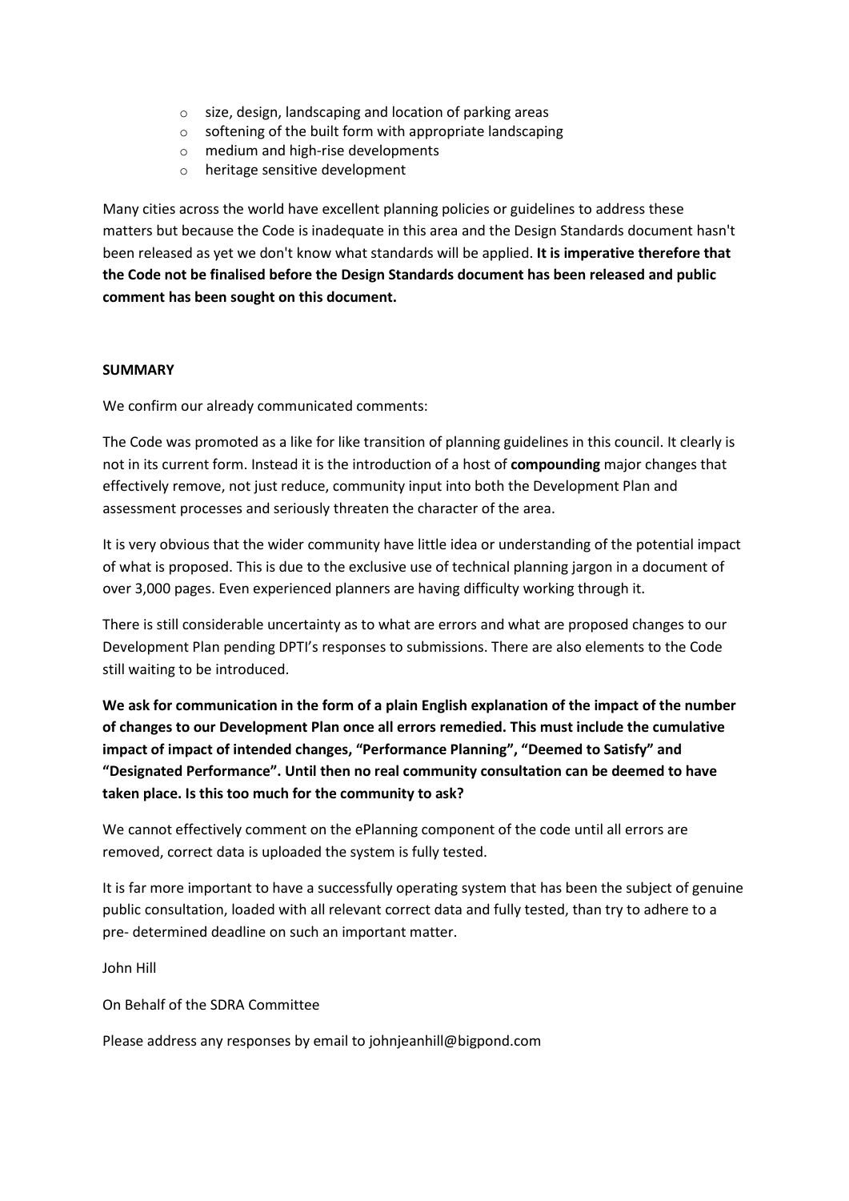- size, design, landscaping and location of parking areas
- softening of the built form with appropriate landscaping
- medium and high-rise developments
- heritage sensitive development

Many cities across the world have excellent planning policies or guidelines to address these matters but because the Code is inadequate in this area and the Design Standards document hasn't been released as yet we don't know what standards will be applied. **It is imperative therefore that the Code not be finalised before the Design Standards document has been released and public comment has been sought on this document.**

**SUMMARY**

We confirm our already communicated comments:

The Code was promoted as a like for like transition of planning guidelines in this council. It clearly is not in its current form. Instead it is the introduction of a host of **compounding** major changes that effectively remove, not just reduce, community input into both the Development Plan and assessment processes and seriously threaten the character of the area.

It is very obvious that the wider community have little idea or understanding of the potential impact of what is proposed. This is due to the exclusive use of technical planning jargon in a document of over 3,000 pages. Even experienced planners are having difficulty working through it.

There is still considerable uncertainty as to what are errors and what are proposed changes to our Development Plan pending DPTI's responses to submissions. There are also elements to the Code still waiting to be introduced.

**We ask for communication in the form of a plain English explanation of the impact of the number of changes to our Development Plan once all errors remedied. This must include the cumulative impact of impact of intended changes, "Performance Planning", "Deemed to Satisfy" and "Designated Performance". Until then no real community consultation can be deemed to have taken place. Is this too much for the community to ask?**

We cannot effectively comment on the ePlanning component of the code until all errors are removed, correct data is uploaded the system is fully tested.

It is far more important to have a successfully operating system that has been the subject of genuine public consultation, loaded with all relevant correct data and fully tested, than try to adhere to a pre- determined deadline on such an important matter.

John Hill

On Behalf of the SDRA Committee

Please address any responses by email to johnjeanhill@bigpond.com